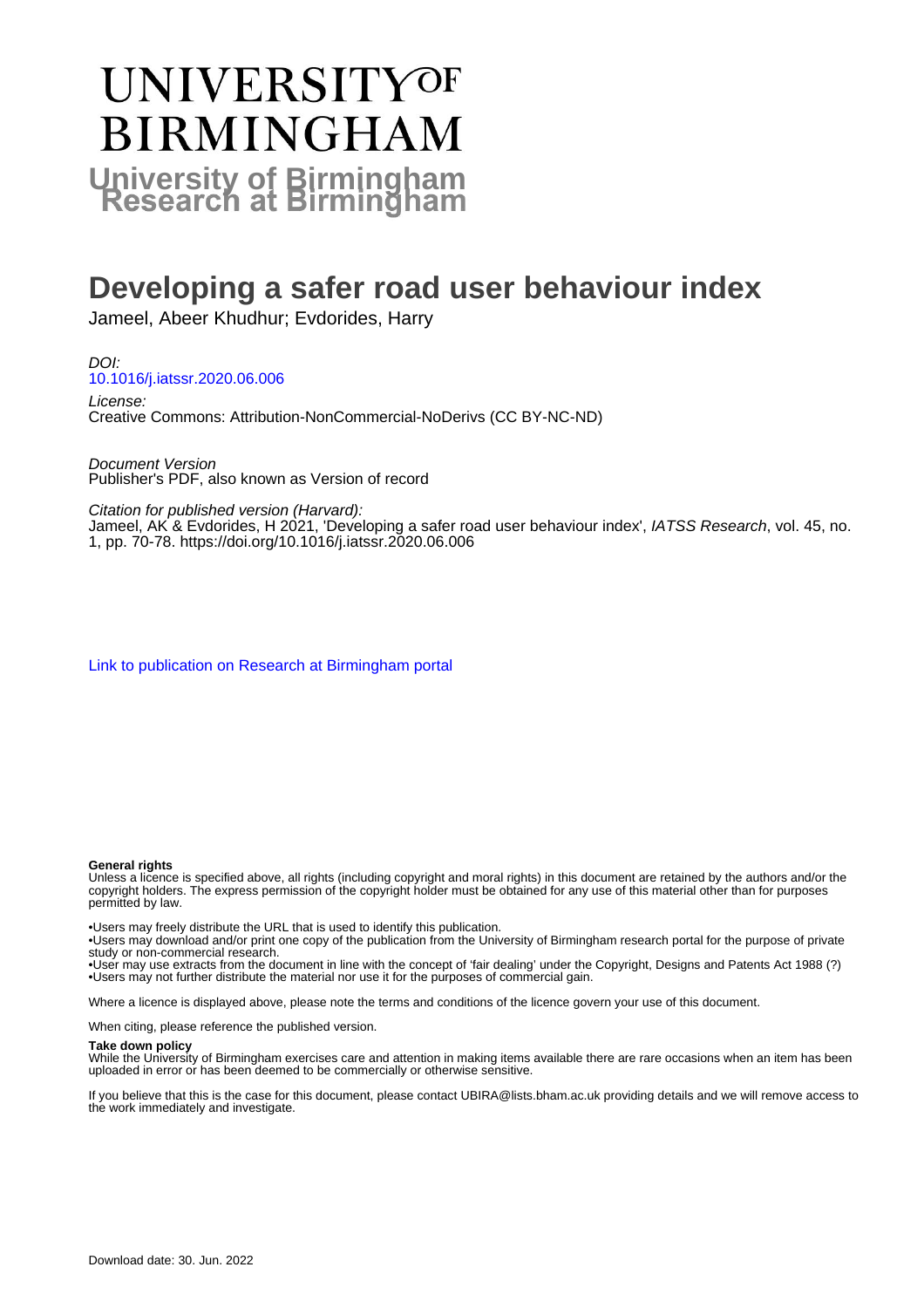# UNIVERSITY OF BIRMINGHAM

## University of Birmingham Research at Birmingham

# Developing a safer road user behaviour index

Jameel, Abeer Khudhur; Evdorides, Harry

*DOI:*
10.1016/j.iatssr.2020.06.006

*License:*
Creative Commons: Attribution-NonCommercial-NoDerivs (CC BY-NC-ND)

*Document Version*
Publisher's PDF, also known as Version of record

*Citation for published version (Harvard):*
Jameel, AK & Evdorides, H 2021, 'Developing a safer road user behaviour index', *IATSS Research*, vol. 45, no. 1, pp. 70-78. https://doi.org/10.1016/j.iatssr.2020.06.006

Link to publication on Research at Birmingham portal

**General rights**
Unless a licence is specified above, all rights (including copyright and moral rights) in this document are retained by the authors and/or the copyright holders. The express permission of the copyright holder must be obtained for any use of this material other than for purposes permitted by law.

•Users may freely distribute the URL that is used to identify this publication.
•Users may download and/or print one copy of the publication from the University of Birmingham research portal for the purpose of private study or non-commercial research.
•User may use extracts from the document in line with the concept of 'fair dealing' under the Copyright, Designs and Patents Act 1988 (?)
•Users may not further distribute the material nor use it for the purposes of commercial gain.

Where a licence is displayed above, please note the terms and conditions of the licence govern your use of this document.

When citing, please reference the published version.

**Take down policy**
While the University of Birmingham exercises care and attention in making items available there are rare occasions when an item has been uploaded in error or has been deemed to be commercially or otherwise sensitive.

If you believe that this is the case for this document, please contact UBIRA@lists.bham.ac.uk providing details and we will remove access to the work immediately and investigate.

Download date: 30. Jun. 2022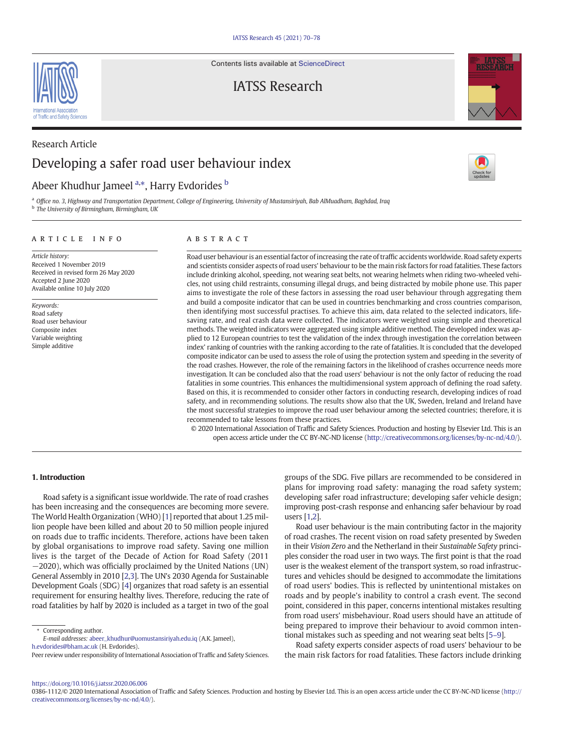Research Article

# Developing a safer road user behaviour index

Abeer Khudhur Jameel [a,*], Harry Evdorides [b]

[a] Office no. 3, Highway and Transportation Department, College of Engineering, University of Mustansiriyah, Bab AlMuadham, Baghdad, Iraq
[b] The University of Birmingham, Birmingham, UK

ARTICLE INFO

*Article history:*
Received 1 November 2019
Received in revised form 26 May 2020
Accepted 2 June 2020
Available online 10 July 2020

*Keywords:*
Road safety
Road user behaviour
Composite index
Variable weighting
Simple additive

ABSTRACT

Road user behaviour is an essential factor of increasing the rate of traffic accidents worldwide. Road safety experts and scientists consider aspects of road users' behaviour to be the main risk factors for road fatalities. These factors include drinking alcohol, speeding, not wearing seat belts, not wearing helmets when riding two-wheeled vehicles, not using child restraints, consuming illegal drugs, and being distracted by mobile phone use. This paper aims to investigate the role of these factors in assessing the road user behaviour through aggregating them and build a composite indicator that can be used in countries benchmarking and cross countries comparison, then identifying most successful practises. To achieve this aim, data related to the selected indicators, life-saving rate, and real crash data were collected. The indicators were weighted using simple and theoretical methods. The weighted indicators were aggregated using simple additive method. The developed index was applied to 12 European countries to test the validation of the index through investigation the correlation between index' ranking of countries with the ranking according to the rate of fatalities. It is concluded that the developed composite indicator can be used to assess the role of using the protection system and speeding in the severity of the road crashes. However, the role of the remaining factors in the likelihood of crashes occurrence needs more investigation. It can be concluded also that the road users' behaviour is not the only factor of reducing the road fatalities in some countries. This enhances the multidimensional system approach of defining the road safety. Based on this, it is recommended to consider other factors in conducting research, developing indices of road safety, and in recommending solutions. The results show also that the UK, Sweden, Ireland and Ireland have the most successful strategies to improve the road user behaviour among the selected countries; therefore, it is recommended to take lessons from these practices.

© 2020 International Association of Traffic and Safety Sciences. Production and hosting by Elsevier Ltd. This is an open access article under the CC BY-NC-ND license (http://creativecommons.org/licenses/by-nc-nd/4.0/).

## 1. Introduction

Road safety is a significant issue worldwide. The rate of road crashes has been increasing and the consequences are becoming more severe. The World Health Organization (WHO) [1] reported that about 1.25 million people have been killed and about 20 to 50 million people injured on roads due to traffic incidents. Therefore, actions have been taken by global organisations to improve road safety. Saving one million lives is the target of the Decade of Action for Road Safety (2011−2020), which was officially proclaimed by the United Nations (UN) General Assembly in 2010 [2,3]. The UN's 2030 Agenda for Sustainable Development Goals (SDG) [4] organizes that road safety is an essential requirement for ensuring healthy lives. Therefore, reducing the rate of road fatalities by half by 2020 is included as a target in two of the goal groups of the SDG. Five pillars are recommended to be considered in plans for improving road safety: managing the road safety system; developing safer road infrastructure; developing safer vehicle design; improving post-crash response and enhancing safer behaviour by road users [1,2].

Road user behaviour is the main contributing factor in the majority of road crashes. The recent vision on road safety presented by Sweden in their *Vision Zero* and the Netherland in their *Sustainable Safety* principles consider the road user in two ways. The first point is that the road user is the weakest element of the transport system, so road infrastructures and vehicles should be designed to accommodate the limitations of road users' bodies. This is reflected by unintentional mistakes on roads and by people's inability to control a crash event. The second point, considered in this paper, concerns intentional mistakes resulting from road users' misbehaviour. Road users should have an attitude of being prepared to improve their behaviour to avoid common intentional mistakes such as speeding and not wearing seat belts [5–9].

Road safety experts consider aspects of road users' behaviour to be the main risk factors for road fatalities. These factors include drinking

* Corresponding author.
*E-mail addresses:* abeer_khudhur@uomustansiriyah.edu.iq (A.K. Jameel), h.evdorides@bham.ac.uk (H. Evdorides).

Peer review under responsibility of International Association of Traffic and Safety Sciences.

https://doi.org/10.1016/j.iatssr.2020.06.006
0386-1112/© 2020 International Association of Traffic and Safety Sciences. Production and hosting by Elsevier Ltd. This is an open access article under the CC BY-NC-ND license (http://creativecommons.org/licenses/by-nc-nd/4.0/).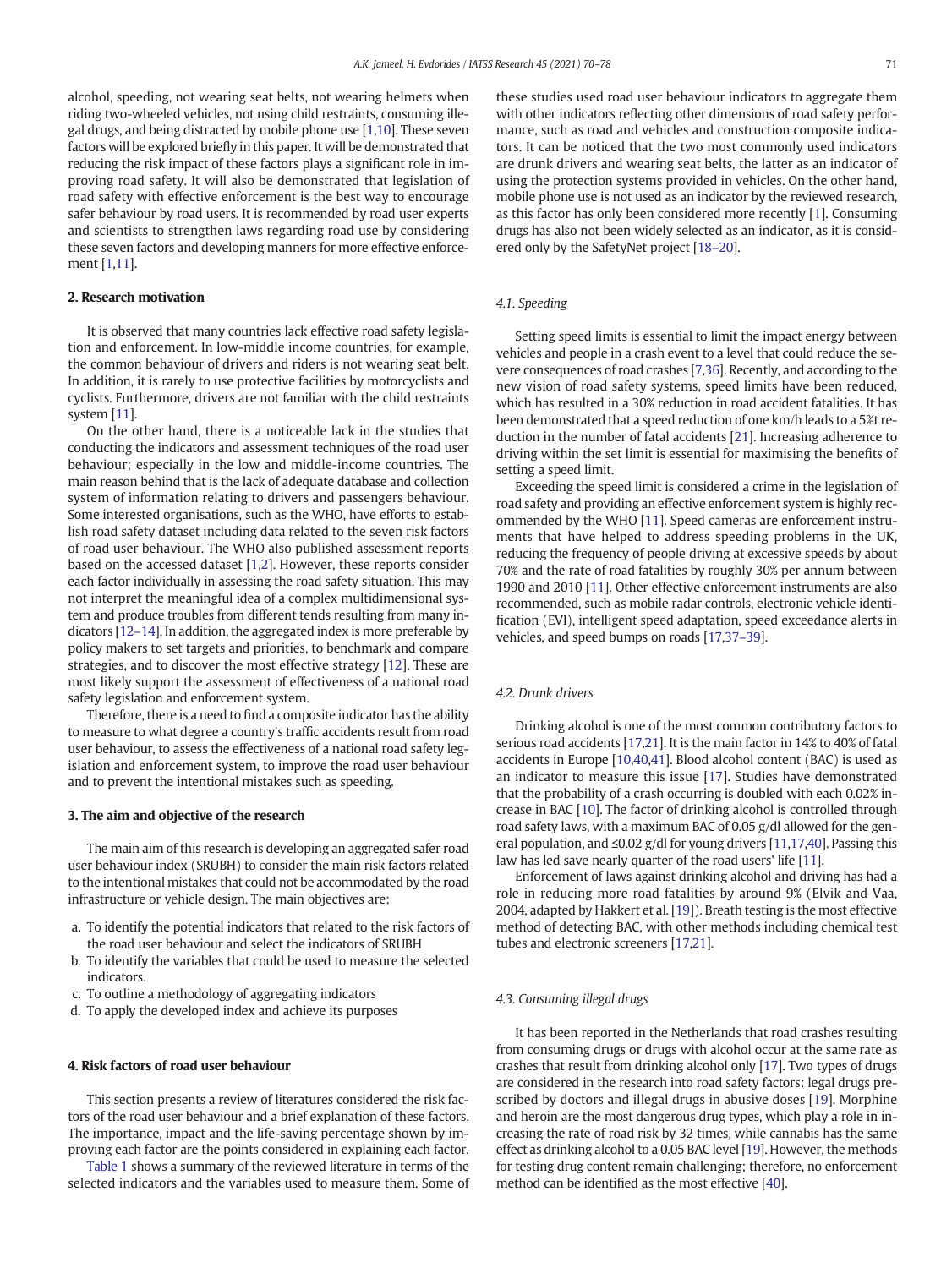alcohol, speeding, not wearing seat belts, not wearing helmets when riding two-wheeled vehicles, not using child restraints, consuming illegal drugs, and being distracted by mobile phone use [1,10]. These seven factors will be explored briefly in this paper. It will be demonstrated that reducing the risk impact of these factors plays a significant role in improving road safety. It will also be demonstrated that legislation of road safety with effective enforcement is the best way to encourage safer behaviour by road users. It is recommended by road user experts and scientists to strengthen laws regarding road use by considering these seven factors and developing manners for more effective enforcement [1,11].

## 2. Research motivation

It is observed that many countries lack effective road safety legislation and enforcement. In low-middle income countries, for example, the common behaviour of drivers and riders is not wearing seat belt. In addition, it is rarely to use protective facilities by motorcyclists and cyclists. Furthermore, drivers are not familiar with the child restraints system [11].

On the other hand, there is a noticeable lack in the studies that conducting the indicators and assessment techniques of the road user behaviour; especially in the low and middle-income countries. The main reason behind that is the lack of adequate database and collection system of information relating to drivers and passengers behaviour. Some interested organisations, such as the WHO, have efforts to establish road safety dataset including data related to the seven risk factors of road user behaviour. The WHO also published assessment reports based on the accessed dataset [1,2]. However, these reports consider each factor individually in assessing the road safety situation. This may not interpret the meaningful idea of a complex multidimensional system and produce troubles from different tends resulting from many indicators [12–14]. In addition, the aggregated index is more preferable by policy makers to set targets and priorities, to benchmark and compare strategies, and to discover the most effective strategy [12]. These are most likely support the assessment of effectiveness of a national road safety legislation and enforcement system.

Therefore, there is a need to find a composite indicator has the ability to measure to what degree a country's traffic accidents result from road user behaviour, to assess the effectiveness of a national road safety legislation and enforcement system, to improve the road user behaviour and to prevent the intentional mistakes such as speeding.

## 3. The aim and objective of the research

The main aim of this research is developing an aggregated safer road user behaviour index (SRUBH) to consider the main risk factors related to the intentional mistakes that could not be accommodated by the road infrastructure or vehicle design. The main objectives are:

a. To identify the potential indicators that related to the risk factors of the road user behaviour and select the indicators of SRUBH
b. To identify the variables that could be used to measure the selected indicators.
c. To outline a methodology of aggregating indicators
d. To apply the developed index and achieve its purposes

## 4. Risk factors of road user behaviour

This section presents a review of literatures considered the risk factors of the road user behaviour and a brief explanation of these factors. The importance, impact and the life-saving percentage shown by improving each factor are the points considered in explaining each factor.

Table 1 shows a summary of the reviewed literature in terms of the selected indicators and the variables used to measure them. Some of these studies used road user behaviour indicators to aggregate them with other indicators reflecting other dimensions of road safety performance, such as road and vehicles and construction composite indicators. It can be noticed that the two most commonly used indicators are drunk drivers and wearing seat belts, the latter as an indicator of using the protection systems provided in vehicles. On the other hand, mobile phone use is not used as an indicator by the reviewed research, as this factor has only been considered more recently [1]. Consuming drugs has also not been widely selected as an indicator, as it is considered only by the SafetyNet project [18–20].

### 4.1. Speeding

Setting speed limits is essential to limit the impact energy between vehicles and people in a crash event to a level that could reduce the severe consequences of road crashes [7,36]. Recently, and according to the new vision of road safety systems, speed limits have been reduced, which has resulted in a 30% reduction in road accident fatalities. It has been demonstrated that a speed reduction of one km/h leads to a 5%t reduction in the number of fatal accidents [21]. Increasing adherence to driving within the set limit is essential for maximising the benefits of setting a speed limit.

Exceeding the speed limit is considered a crime in the legislation of road safety and providing an effective enforcement system is highly recommended by the WHO [11]. Speed cameras are enforcement instruments that have helped to address speeding problems in the UK, reducing the frequency of people driving at excessive speeds by about 70% and the rate of road fatalities by roughly 30% per annum between 1990 and 2010 [11]. Other effective enforcement instruments are also recommended, such as mobile radar controls, electronic vehicle identification (EVI), intelligent speed adaptation, speed exceedance alerts in vehicles, and speed bumps on roads [17,37–39].

### 4.2. Drunk drivers

Drinking alcohol is one of the most common contributory factors to serious road accidents [17,21]. It is the main factor in 14% to 40% of fatal accidents in Europe [10,40,41]. Blood alcohol content (BAC) is used as an indicator to measure this issue [17]. Studies have demonstrated that the probability of a crash occurring is doubled with each 0.02% increase in BAC [10]. The factor of drinking alcohol is controlled through road safety laws, with a maximum BAC of 0.05 g/dl allowed for the general population, and ≤0.02 g/dl for young drivers [11,17,40]. Passing this law has led save nearly quarter of the road users' life [11].

Enforcement of laws against drinking alcohol and driving has had a role in reducing more road fatalities by around 9% (Elvik and Vaa, 2004, adapted by Hakkert et al. [19]). Breath testing is the most effective method of detecting BAC, with other methods including chemical test tubes and electronic screeners [17,21].

### 4.3. Consuming illegal drugs

It has been reported in the Netherlands that road crashes resulting from consuming drugs or drugs with alcohol occur at the same rate as crashes that result from drinking alcohol only [17]. Two types of drugs are considered in the research into road safety factors: legal drugs prescribed by doctors and illegal drugs in abusive doses [19]. Morphine and heroin are the most dangerous drug types, which play a role in increasing the rate of road risk by 32 times, while cannabis has the same effect as drinking alcohol to a 0.05 BAC level [19]. However, the methods for testing drug content remain challenging; therefore, no enforcement method can be identified as the most effective [40].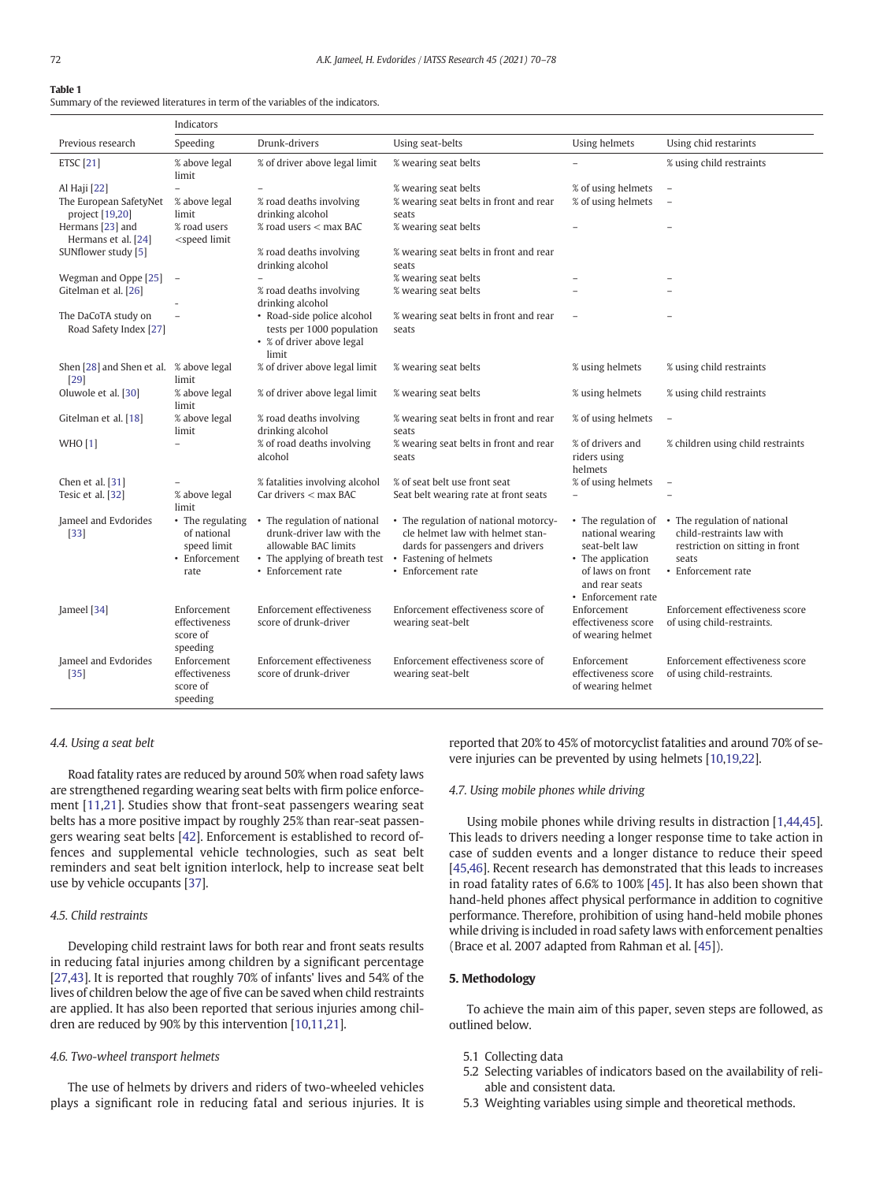**Table 1**
Summary of the reviewed literatures in term of the variables of the indicators.

| Previous research | Indicators | | | | |
|---|---|---|---|---|---|
| | Speeding | Drunk-drivers | Using seat-belts | Using helmets | Using chid restarints |
| ETSC [21] | % above legal limit | % of driver above legal limit | % wearing seat belts | – | % using child restraints |
| Al Haji [22] | – | – | % wearing seat belts | % of using helmets | – |
| The European SafetyNet project [19,20] | % above legal limit | % road deaths involving drinking alcohol | % wearing seat belts in front and rear seats | % of using helmets | – |
| Hermans [23] and Hermans et al. [24] | % road users <speed limit | % road users < max BAC | % wearing seat belts | – | – |
| SUNflower study [5] | | % road deaths involving drinking alcohol | % wearing seat belts in front and rear seats | | |
| Wegman and Oppe [25] | – | – | % wearing seat belts | – | – |
| Gitelman et al. [26] | – | % road deaths involving drinking alcohol | % wearing seat belts | – | – |
| The DaCoTA study on Road Safety Index [27] | – | • Road-side police alcohol tests per 1000 population • % of driver above legal limit | % wearing seat belts in front and rear seats | – | – |
| Shen [28] and Shen et al. [29] | % above legal limit | % of driver above legal limit | % wearing seat belts | % using helmets | % using child restraints |
| Oluwole et al. [30] | % above legal limit | % of driver above legal limit | % wearing seat belts | % using helmets | % using child restraints |
| Gitelman et al. [18] | % above legal limit | % road deaths involving drinking alcohol | % wearing seat belts in front and rear seats | % of using helmets | – |
| WHO [1] | – | % of road deaths involving alcohol | % wearing seat belts in front and rear seats | % of drivers and riders using helmets | % children using child restraints |
| Chen et al. [31] | – | % fatalities involving alcohol | % of seat belt use front seat | % of using helmets | – |
| Tesic et al. [32] | % above legal limit | Car drivers < max BAC | Seat belt wearing rate at front seats | – | – |
| Jameel and Evdorides [33] | • The regulating of national speed limit • Enforcement rate | • The regulation of national drunk-driver law with the allowable BAC limits • The applying of breath test • Enforcement rate | • The regulation of national motorcycle helmet law with helmet standards for passengers and drivers • Fastening of helmets • Enforcement rate | • The regulation of national wearing seat-belt law • The application of laws on front and rear seats • Enforcement rate | • The regulation of national child-restraints law with restriction on sitting in front seats • Enforcement rate |
| Jameel [34] | Enforcement effectiveness score of speeding | Enforcement effectiveness score of drunk-driver | Enforcement effectiveness score of wearing seat-belt | Enforcement effectiveness score of wearing helmet | Enforcement effectiveness score of using child-restraints. |
| Jameel and Evdorides [35] | Enforcement effectiveness score of speeding | Enforcement effectiveness score of drunk-driver | Enforcement effectiveness score of wearing seat-belt | Enforcement effectiveness score of wearing helmet | Enforcement effectiveness score of using child-restraints. |

### 4.4. Using a seat belt

Road fatality rates are reduced by around 50% when road safety laws are strengthened regarding wearing seat belts with firm police enforcement [11,21]. Studies show that front-seat passengers wearing seat belts has a more positive impact by roughly 25% than rear-seat passengers wearing seat belts [42]. Enforcement is established to record offences and supplemental vehicle technologies, such as seat belt reminders and seat belt ignition interlock, help to increase seat belt use by vehicle occupants [37].

### 4.5. Child restraints

Developing child restraint laws for both rear and front seats results in reducing fatal injuries among children by a significant percentage [27,43]. It is reported that roughly 70% of infants' lives and 54% of the lives of children below the age of five can be saved when child restraints are applied. It has also been reported that serious injuries among children are reduced by 90% by this intervention [10,11,21].

### 4.6. Two-wheel transport helmets

The use of helmets by drivers and riders of two-wheeled vehicles plays a significant role in reducing fatal and serious injuries. It is reported that 20% to 45% of motorcyclist fatalities and around 70% of severe injuries can be prevented by using helmets [10,19,22].

### 4.7. Using mobile phones while driving

Using mobile phones while driving results in distraction [1,44,45]. This leads to drivers needing a longer response time to take action in case of sudden events and a longer distance to reduce their speed [45,46]. Recent research has demonstrated that this leads to increases in road fatality rates of 6.6% to 100% [45]. It has also been shown that hand-held phones affect physical performance in addition to cognitive performance. Therefore, prohibition of using hand-held mobile phones while driving is included in road safety laws with enforcement penalties (Brace et al. 2007 adapted from Rahman et al. [45]).

## 5. Methodology

To achieve the main aim of this paper, seven steps are followed, as outlined below.

5.1 Collecting data
5.2 Selecting variables of indicators based on the availability of reliable and consistent data.
5.3 Weighting variables using simple and theoretical methods.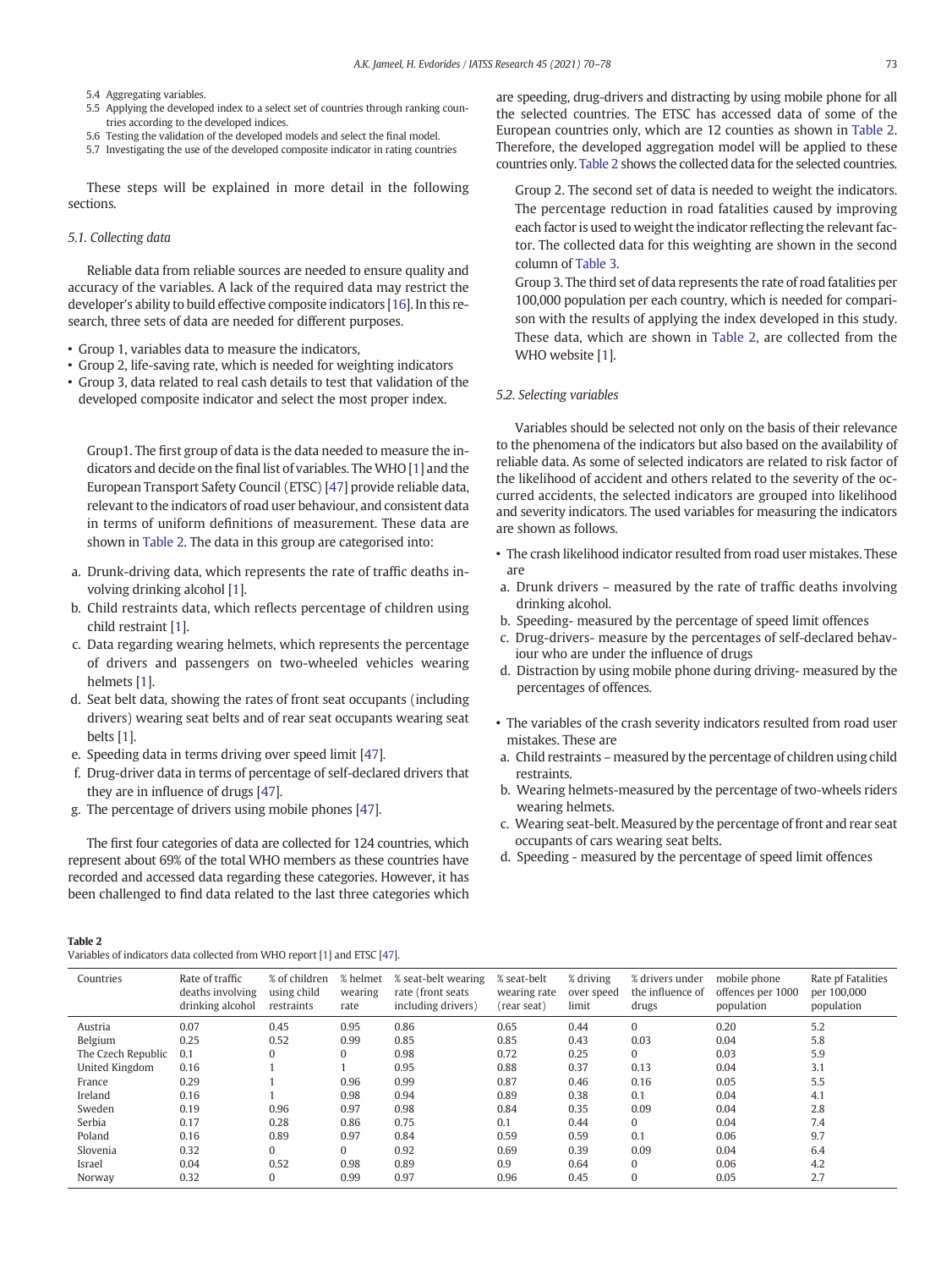5.4 Aggregating variables.
5.5 Applying the developed index to a select set of countries through ranking countries according to the developed indices.
5.6 Testing the validation of the developed models and select the final model.
5.7 Investigating the use of the developed composite indicator in rating countries

These steps will be explained in more detail in the following sections.

### 5.1. Collecting data

Reliable data from reliable sources are needed to ensure quality and accuracy of the variables. A lack of the required data may restrict the developer's ability to build effective composite indicators [16]. In this research, three sets of data are needed for different purposes.

- Group 1, variables data to measure the indicators,
- Group 2, life-saving rate, which is needed for weighting indicators
- Group 3, data related to real cash details to test that validation of the developed composite indicator and select the most proper index.

Group1. The first group of data is the data needed to measure the indicators and decide on the final list of variables. The WHO [1] and the European Transport Safety Council (ETSC) [47] provide reliable data, relevant to the indicators of road user behaviour, and consistent data in terms of uniform definitions of measurement. These data are shown in Table 2. The data in this group are categorised into:

a. Drunk-driving data, which represents the rate of traffic deaths involving drinking alcohol [1].
b. Child restraints data, which reflects percentage of children using child restraint [1].
c. Data regarding wearing helmets, which represents the percentage of drivers and passengers on two-wheeled vehicles wearing helmets [1].
d. Seat belt data, showing the rates of front seat occupants (including drivers) wearing seat belts and of rear seat occupants wearing seat belts [1].
e. Speeding data in terms driving over speed limit [47].
f. Drug-driver data in terms of percentage of self-declared drivers that they are in influence of drugs [47].
g. The percentage of drivers using mobile phones [47].

The first four categories of data are collected for 124 countries, which represent about 69% of the total WHO members as these countries have recorded and accessed data regarding these categories. However, it has been challenged to find data related to the last three categories which are speeding, drug-drivers and distracting by using mobile phone for all the selected countries. The ETSC has accessed data of some of the European countries only, which are 12 counties as shown in Table 2. Therefore, the developed aggregation model will be applied to these countries only. Table 2 shows the collected data for the selected countries.

Group 2. The second set of data is needed to weight the indicators. The percentage reduction in road fatalities caused by improving each factor is used to weight the indicator reflecting the relevant factor. The collected data for this weighting are shown in the second column of Table 3.

Group 3. The third set of data represents the rate of road fatalities per 100,000 population per each country, which is needed for comparison with the results of applying the index developed in this study. These data, which are shown in Table 2, are collected from the WHO website [1].

### 5.2. Selecting variables

Variables should be selected not only on the basis of their relevance to the phenomena of the indicators but also based on the availability of reliable data. As some of selected indicators are related to risk factor of the likelihood of accident and others related to the severity of the occurred accidents, the selected indicators are grouped into likelihood and severity indicators. The used variables for measuring the indicators are shown as follows.

- The crash likelihood indicator resulted from road user mistakes. These are
  a. Drunk drivers – measured by the rate of traffic deaths involving drinking alcohol.
  b. Speeding- measured by the percentage of speed limit offences
  c. Drug-drivers- measure by the percentages of self-declared behaviour who are under the influence of drugs
  d. Distraction by using mobile phone during driving- measured by the percentages of offences.

- The variables of the crash severity indicators resulted from road user mistakes. These are
  a. Child restraints – measured by the percentage of children using child restraints.
  b. Wearing helmets-measured by the percentage of two-wheels riders wearing helmets.
  c. Wearing seat-belt. Measured by the percentage of front and rear seat occupants of cars wearing seat belts.
  d. Speeding - measured by the percentage of speed limit offences

**Table 2**
Variables of indicators data collected from WHO report [1] and ETSC [47].

| Countries | Rate of traffic deaths involving drinking alcohol | % of children using child restraints | % helmet wearing rate | % seat-belt wearing rate (front seats including drivers) | % seat-belt wearing rate (rear seat) | % driving over speed limit | % drivers under the influence of drugs | mobile phone offences per 1000 population | Rate pf Fatalities per 100,000 population |
|---|---|---|---|---|---|---|---|---|---|
| Austria | 0.07 | 0.45 | 0.95 | 0.86 | 0.65 | 0.44 | 0 | 0.20 | 5.2 |
| Belgium | 0.25 | 0.52 | 0.99 | 0.85 | 0.85 | 0.43 | 0.03 | 0.04 | 5.8 |
| The Czech Republic | 0.1 | 0 | 0 | 0.98 | 0.72 | 0.25 | 0 | 0.03 | 5.9 |
| United Kingdom | 0.16 | 1 | 1 | 0.95 | 0.88 | 0.37 | 0.13 | 0.04 | 3.1 |
| France | 0.29 | 1 | 0.96 | 0.99 | 0.87 | 0.46 | 0.16 | 0.05 | 5.5 |
| Ireland | 0.16 | 1 | 0.98 | 0.94 | 0.89 | 0.38 | 0.1 | 0.04 | 4.1 |
| Sweden | 0.19 | 0.96 | 0.97 | 0.98 | 0.84 | 0.35 | 0.09 | 0.04 | 2.8 |
| Serbia | 0.17 | 0.28 | 0.86 | 0.75 | 0.1 | 0.44 | 0 | 0.04 | 7.4 |
| Poland | 0.16 | 0.89 | 0.97 | 0.84 | 0.59 | 0.59 | 0.1 | 0.06 | 9.7 |
| Slovenia | 0.32 | 0 | 0 | 0.92 | 0.69 | 0.39 | 0.09 | 0.04 | 6.4 |
| Israel | 0.04 | 0.52 | 0.98 | 0.89 | 0.9 | 0.64 | 0 | 0.06 | 4.2 |
| Norway | 0.32 | 0 | 0.99 | 0.97 | 0.96 | 0.45 | 0 | 0.05 | 2.7 |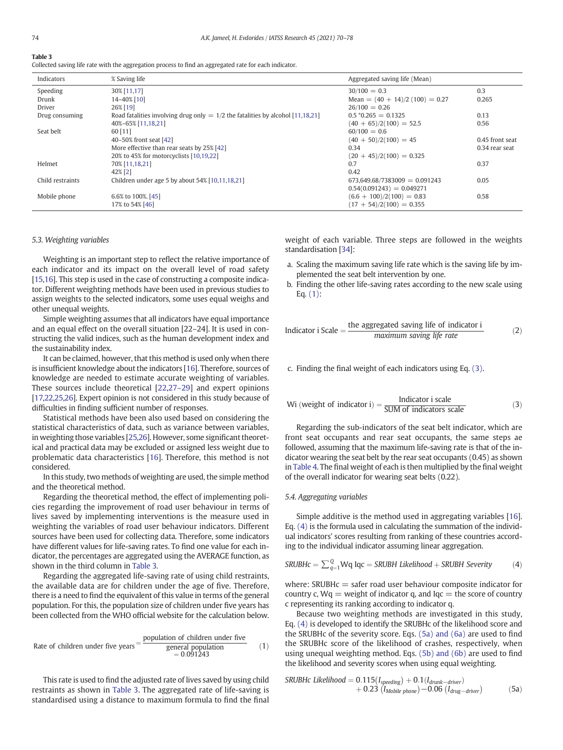**Table 3**
Collected saving life rate with the aggregation process to find an aggregated rate for each indicator.

| Indicators | % Saving life | Aggregated saving life (Mean) | |
|---|---|---|---|
| Speeding | 30% [11,17] | 30/100 = 0.3 | 0.3 |
| Drunk | 14–40% [10] | Mean = (40 + 14)/2 (100) = 0.27 | 0.265 |
| Driver | 26% [19] | 26/100 = 0.26 | |
| Drug consuming | Road fatalities involving drug only = 1/2 the fatalities by alcohol [11,18,21] | 0.5 *0.265 = 0.1325 | 0.13 |
| | 40%–65% [11,18,21] | (40 + 65)/2(100) = 52.5 | 0.56 |
| Seat belt | 60 [11] | 60/100 = 0.6 | |
| | 40–50% front seat [42] | (40 + 50)/2(100) = 45 | 0.45 front seat |
| | More effective than rear seats by 25% [42] | 0.34 | 0.34 rear seat |
| | 20% to 45% for motorcyclists [10,19,22] | (20 + 45)/2(100) = 0.325 | |
| Helmet | 70% [11,18,21] | 0.7 | 0.37 |
| | 42% [2] | 0.42 | |
| Child restraints | Children under age 5 by about 54% [10,11,18,21] | 673,649.68/7383009 = 0.091243 | 0.05 |
| | | 0.54(0.091243) = 0.049271 | |
| Mobile phone | 6.6% to 100%. [45] | (6.6 + 100)/2(100) = 0.83 | 0.58 |
| | 17% to 54% [46] | (17 + 54)/2(100) = 0.355 | |

### 5.3. Weighting variables

Weighting is an important step to reflect the relative importance of each indicator and its impact on the overall level of road safety [15,16]. This step is used in the case of constructing a composite indicator. Different weighting methods have been used in previous studies to assign weights to the selected indicators, some uses equal weighs and other unequal weights.

Simple weighting assumes that all indicators have equal importance and an equal effect on the overall situation [22–24]. It is used in constructing the valid indices, such as the human development index and the sustainability index.

It can be claimed, however, that this method is used only when there is insufficient knowledge about the indicators [16]. Therefore, sources of knowledge are needed to estimate accurate weighting of variables. These sources include theoretical [22,27–29] and expert opinions [17,22,25,26]. Expert opinion is not considered in this study because of difficulties in finding sufficient number of responses.

Statistical methods have been also used based on considering the statistical characteristics of data, such as variance between variables, in weighting those variables [25,26]. However, some significant theoretical and practical data may be excluded or assigned less weight due to problematic data characteristics [16]. Therefore, this method is not considered.

In this study, two methods of weighting are used, the simple method and the theoretical method.

Regarding the theoretical method, the effect of implementing policies regarding the improvement of road user behaviour in terms of lives saved by implementing interventions is the measure used in weighting the variables of road user behaviour indicators. Different sources have been used for collecting data. Therefore, some indicators have different values for life-saving rates. To find one value for each indicator, the percentages are aggregated using the AVERAGE function, as shown in the third column in Table 3.

Regarding the aggregated life-saving rate of using child restraints, the available data are for children under the age of five. Therefore, there is a need to find the equivalent of this value in terms of the general population. For this, the population size of children under five years has been collected from the WHO official website for the calculation below.

$$\text{Rate of children under five years} = \frac{\text{population of children under five}}{\text{general population}} = 0.091243 \qquad (1)$$

This rate is used to find the adjusted rate of lives saved by using child restraints as shown in Table 3. The aggregated rate of life-saving is standardised using a distance to maximum formula to find the final weight of each variable. Three steps are followed in the weights standardisation [34]:

a. Scaling the maximum saving life rate which is the saving life by implemented the seat belt intervention by one.
b. Finding the other life-saving rates according to the new scale using Eq. (1):

$$\text{Indicator i Scale} = \frac{\text{the aggregated saving life of indicator i}}{\textit{maximum saving life rate}} \qquad (2)$$

c. Finding the final weight of each indicators using Eq. (3).

$$\text{Wi (weight of indicator i)} = \frac{\text{Indicator i scale}}{\text{SUM of indicators scale}} \qquad (3)$$

Regarding the sub-indicators of the seat belt indicator, which are front seat occupants and rear seat occupants, the same steps ae followed, assuming that the maximum life-saving rate is that of the indicator wearing the seat belt by the rear seat occupants (0.45) as shown in Table 4. The final weight of each is then multiplied by the final weight of the overall indicator for wearing seat belts (0.22).

### 5.4. Aggregating variables

Simple additive is the method used in aggregating variables [16]. Eq. (4) is the formula used in calculating the summation of the individual indicators' scores resulting from ranking of these countries according to the individual indicator assuming linear aggregation.

$$SRUBHc = \sum_{q=1}^{Q} \text{Wq Iqc} = \textit{SRUBH Likelihood} + \textit{SRUBH Severity} \qquad (4)$$

where: SRUBHc = safer road user behaviour composite indicator for country c, Wq = weight of indicator q, and Iqc = the score of country c representing its ranking according to indicator q.

Because two weighting methods are investigated in this study, Eq. (4) is developed to identify the SRUBHc of the likelihood score and the SRUBHc of the severity score. Eqs. (5a) and (6a) are used to find the SRUBHc score of the likelihood of crashes, respectively, when using unequal weighting method. Eqs. (5b) and (6b) are used to find the likelihood and severity scores when using equal weighting.

$$\textit{SRUBHc Likelihood} = 0.115(I_{speeding}) + 0.1(I_{drunk-driver}) + 0.23\,(I_{Mobile\ phone}) - 0.06\,(I_{drug-driver}) \qquad (5a)$$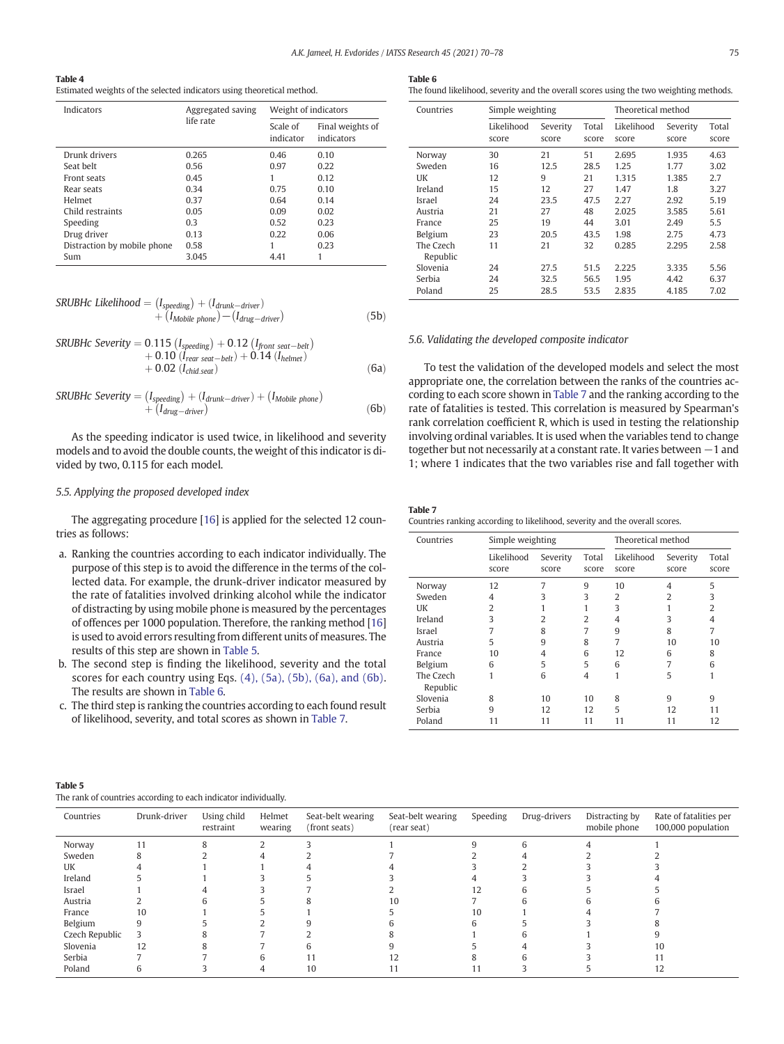**Table 4**
Estimated weights of the selected indicators using theoretical method.

| Indicators | Aggregated saving life rate | Weight of indicators | |
|---|---|---|---|
| | | Scale of indicator | Final weights of indicators |
| Drunk drivers | 0.265 | 0.46 | 0.10 |
| Seat belt | 0.56 | 0.97 | 0.22 |
| Front seats | 0.45 | 1 | 0.12 |
| Rear seats | 0.34 | 0.75 | 0.10 |
| Helmet | 0.37 | 0.64 | 0.14 |
| Child restraints | 0.05 | 0.09 | 0.02 |
| Speeding | 0.3 | 0.52 | 0.23 |
| Drug driver | 0.13 | 0.22 | 0.06 |
| Distraction by mobile phone | 0.58 | 1 | 0.23 |
| Sum | 3.045 | 4.41 | 1 |

$$SRUBHc\ Likelihood = (I_{speeding}) + (I_{drunk-driver}) + (I_{Mobile\ phone}) - (I_{drug-driver}) \tag{5b}$$

$$SRUBHc\ Severity = 0.115\ (I_{speeding}) + 0.12\ (I_{front\ seat-belt}) + 0.10\ (I_{rear\ seat-belt}) + 0.14\ (I_{helmet}) + 0.02\ (I_{chid.seat}) \tag{6a}$$

$$SRUBHc\ Severity = (I_{speeding}) + (I_{drunk-driver}) + (I_{Mobile\ phone}) + (I_{drug-driver}) \tag{6b}$$

As the speeding indicator is used twice, in likelihood and severity models and to avoid the double counts, the weight of this indicator is divided by two, 0.115 for each model.

### 5.5. Applying the proposed developed index

The aggregating procedure [16] is applied for the selected 12 countries as follows:

a. Ranking the countries according to each indicator individually. The purpose of this step is to avoid the difference in the terms of the collected data. For example, the drunk-driver indicator measured by the rate of fatalities involved drinking alcohol while the indicator of distracting by using mobile phone is measured by the percentages of offences per 1000 population. Therefore, the ranking method [16] is used to avoid errors resulting from different units of measures. The results of this step are shown in Table 5.
b. The second step is finding the likelihood, severity and the total scores for each country using Eqs. (4), (5a), (5b), (6a), and (6b). The results are shown in Table 6.
c. The third step is ranking the countries according to each found result of likelihood, severity, and total scores as shown in Table 7.

**Table 6**
The found likelihood, severity and the overall scores using the two weighting methods.

| Countries | Simple weighting | | | Theoretical method | | |
|---|---|---|---|---|---|---|
| | Likelihood score | Severity score | Total score | Likelihood score | Severity score | Total score |
| Norway | 30 | 21 | 51 | 2.695 | 1.935 | 4.63 |
| Sweden | 16 | 12.5 | 28.5 | 1.25 | 1.77 | 3.02 |
| UK | 12 | 9 | 21 | 1.315 | 1.385 | 2.7 |
| Ireland | 15 | 12 | 27 | 1.47 | 1.8 | 3.27 |
| Israel | 24 | 23.5 | 47.5 | 2.27 | 2.92 | 5.19 |
| Austria | 21 | 27 | 48 | 2.025 | 3.585 | 5.61 |
| France | 25 | 19 | 44 | 3.01 | 2.49 | 5.5 |
| Belgium | 23 | 20.5 | 43.5 | 1.98 | 2.75 | 4.73 |
| The Czech Republic | 11 | 21 | 32 | 0.285 | 2.295 | 2.58 |
| Slovenia | 24 | 27.5 | 51.5 | 2.225 | 3.335 | 5.56 |
| Serbia | 24 | 32.5 | 56.5 | 1.95 | 4.42 | 6.37 |
| Poland | 25 | 28.5 | 53.5 | 2.835 | 4.185 | 7.02 |

### 5.6. Validating the developed composite indicator

To test the validation of the developed models and select the most appropriate one, the correlation between the ranks of the countries according to each score shown in Table 7 and the ranking according to the rate of fatalities is tested. This correlation is measured by Spearman's rank correlation coefficient R, which is used in testing the relationship involving ordinal variables. It is used when the variables tend to change together but not necessarily at a constant rate. It varies between −1 and 1; where 1 indicates that the two variables rise and fall together with

**Table 7**
Countries ranking according to likelihood, severity and the overall scores.

| Countries | Simple weighting | | | Theoretical method | | |
|---|---|---|---|---|---|---|
| | Likelihood score | Severity score | Total score | Likelihood score | Severity score | Total score |
| Norway | 12 | 7 | 9 | 10 | 4 | 5 |
| Sweden | 4 | 3 | 3 | 2 | 2 | 3 |
| UK | 2 | 1 | 1 | 3 | 1 | 2 |
| Ireland | 3 | 2 | 2 | 4 | 3 | 4 |
| Israel | 7 | 8 | 7 | 9 | 8 | 7 |
| Austria | 5 | 9 | 8 | 7 | 10 | 10 |
| France | 10 | 4 | 6 | 12 | 6 | 8 |
| Belgium | 6 | 5 | 5 | 6 | 7 | 6 |
| The Czech Republic | 1 | 6 | 4 | 1 | 5 | 1 |
| Slovenia | 8 | 10 | 10 | 8 | 9 | 9 |
| Serbia | 9 | 12 | 12 | 5 | 12 | 11 |
| Poland | 11 | 11 | 11 | 11 | 11 | 12 |

**Table 5**
The rank of countries according to each indicator individually.

| Countries | Drunk-driver | Using child restraint | Helmet wearing | Seat-belt wearing (front seats) | Seat-belt wearing (rear seat) | Speeding | Drug-drivers | Distracting by mobile phone | Rate of fatalities per 100,000 population |
|---|---|---|---|---|---|---|---|---|---|
| Norway | 11 | 8 | 2 | 3 | 1 | 9 | 6 | 4 | 1 |
| Sweden | 8 | 2 | 4 | 2 | 7 | 2 | 4 | 2 | 2 |
| UK | 4 | 1 | 1 | 4 | 4 | 3 | 2 | 3 | 3 |
| Ireland | 5 | 1 | 3 | 5 | 3 | 4 | 3 | 3 | 4 |
| Israel | 1 | 4 | 3 | 7 | 2 | 12 | 6 | 5 | 5 |
| Austria | 2 | 6 | 5 | 8 | 10 | 7 | 6 | 6 | 6 |
| France | 10 | 1 | 5 | 1 | 5 | 10 | 1 | 4 | 7 |
| Belgium | 9 | 5 | 2 | 9 | 6 | 6 | 5 | 3 | 8 |
| Czech Republic | 3 | 8 | 7 | 2 | 8 | 1 | 6 | 1 | 9 |
| Slovenia | 12 | 8 | 7 | 6 | 9 | 5 | 4 | 3 | 10 |
| Serbia | 7 | 7 | 6 | 11 | 12 | 8 | 6 | 3 | 11 |
| Poland | 6 | 3 | 4 | 10 | 11 | 11 | 3 | 5 | 12 |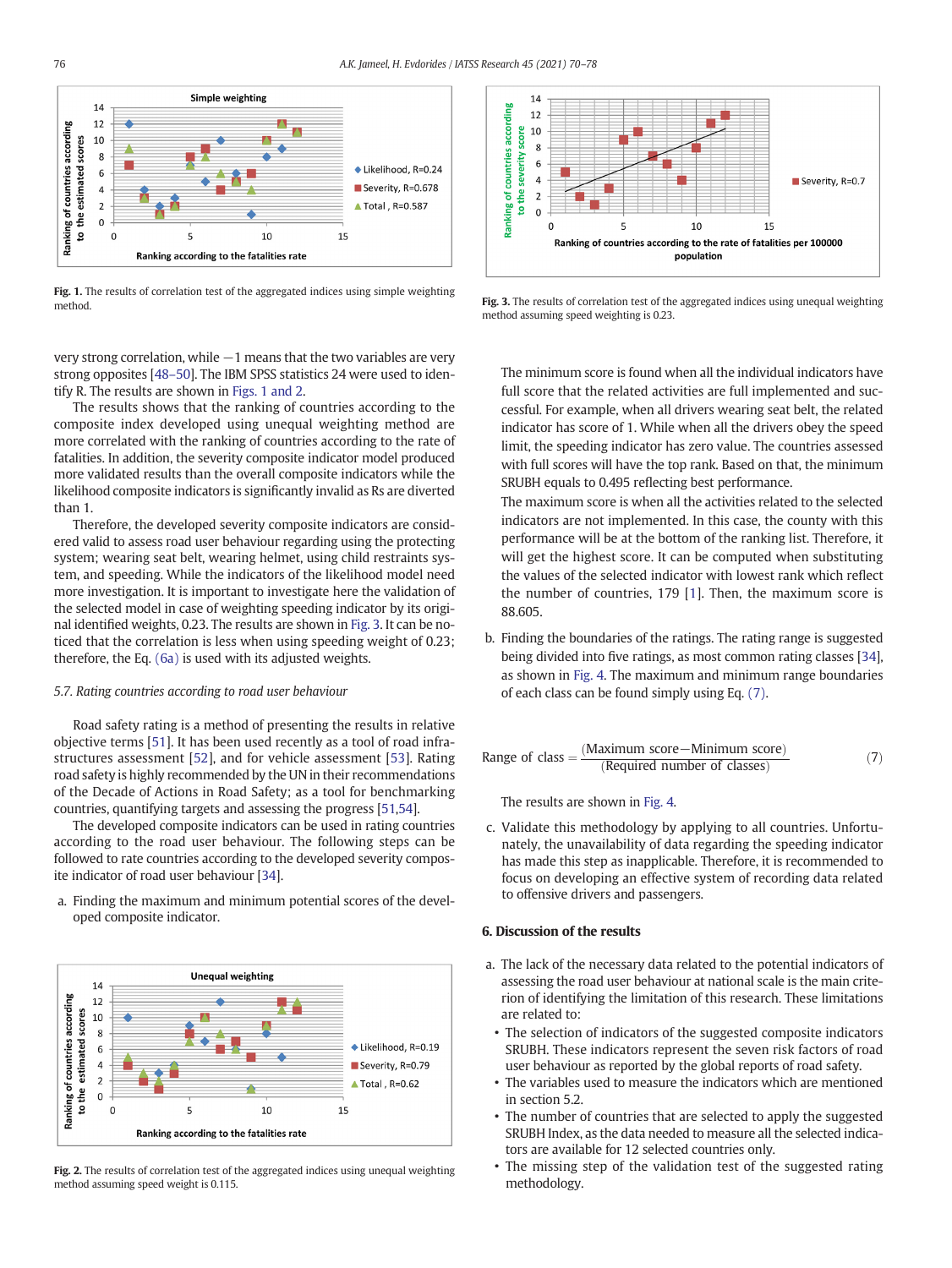Fig. 1. The results of correlation test of the aggregated indices using simple weighting method.

Fig. 3. The results of correlation test of the aggregated indices using unequal weighting method assuming speed weighting is 0.23.

very strong correlation, while −1 means that the two variables are very strong opposites [48–50]. The IBM SPSS statistics 24 were used to identify R. The results are shown in Figs. 1 and 2.

The results shows that the ranking of countries according to the composite index developed using unequal weighting method are more correlated with the ranking of countries according to the rate of fatalities. In addition, the severity composite indicator model produced more validated results than the overall composite indicators while the likelihood composite indicators is significantly invalid as Rs are diverted than 1.

Therefore, the developed severity composite indicators are considered valid to assess road user behaviour regarding using the protecting system; wearing seat belt, wearing helmet, using child restraints system, and speeding. While the indicators of the likelihood model need more investigation. It is important to investigate here the validation of the selected model in case of weighting speeding indicator by its original identified weights, 0.23. The results are shown in Fig. 3. It can be noticed that the correlation is less when using speeding weight of 0.23; therefore, the Eq. (6a) is used with its adjusted weights.

### 5.7. Rating countries according to road user behaviour

Road safety rating is a method of presenting the results in relative objective terms [51]. It has been used recently as a tool of road infrastructures assessment [52], and for vehicle assessment [53]. Rating road safety is highly recommended by the UN in their recommendations of the Decade of Actions in Road Safety; as a tool for benchmarking countries, quantifying targets and assessing the progress [51,54].

The developed composite indicators can be used in rating countries according to the road user behaviour. The following steps can be followed to rate countries according to the developed severity composite indicator of road user behaviour [34].

a. Finding the maximum and minimum potential scores of the developed composite indicator.

Fig. 2. The results of correlation test of the aggregated indices using unequal weighting method assuming speed weight is 0.115.

The minimum score is found when all the individual indicators have full score that the related activities are full implemented and successful. For example, when all drivers wearing seat belt, the related indicator has score of 1. While when all the drivers obey the speed limit, the speeding indicator has zero value. The countries assessed with full scores will have the top rank. Based on that, the minimum SRUBH equals to 0.495 reflecting best performance.

The maximum score is when all the activities related to the selected indicators are not implemented. In this case, the county with this performance will be at the bottom of the ranking list. Therefore, it will get the highest score. It can be computed when substituting the values of the selected indicator with lowest rank which reflect the number of countries, 179 [1]. Then, the maximum score is 88.605.

b. Finding the boundaries of the ratings. The rating range is suggested being divided into five ratings, as most common rating classes [34], as shown in Fig. 4. The maximum and minimum range boundaries of each class can be found simply using Eq. (7).

$$\text{Range of class} = \frac{(\text{Maximum score} - \text{Minimum score})}{(\text{Required number of classes})} \qquad (7)$$

The results are shown in Fig. 4.

c. Validate this methodology by applying to all countries. Unfortunately, the unavailability of data regarding the speeding indicator has made this step as inapplicable. Therefore, it is recommended to focus on developing an effective system of recording data related to offensive drivers and passengers.

## 6. Discussion of the results

a. The lack of the necessary data related to the potential indicators of assessing the road user behaviour at national scale is the main criterion of identifying the limitation of this research. These limitations are related to:

- The selection of indicators of the suggested composite indicators SRUBH. These indicators represent the seven risk factors of road user behaviour as reported by the global reports of road safety.
- The variables used to measure the indicators which are mentioned in section 5.2.
- The number of countries that are selected to apply the suggested SRUBH Index, as the data needed to measure all the selected indicators are available for 12 selected countries only.
- The missing step of the validation test of the suggested rating methodology.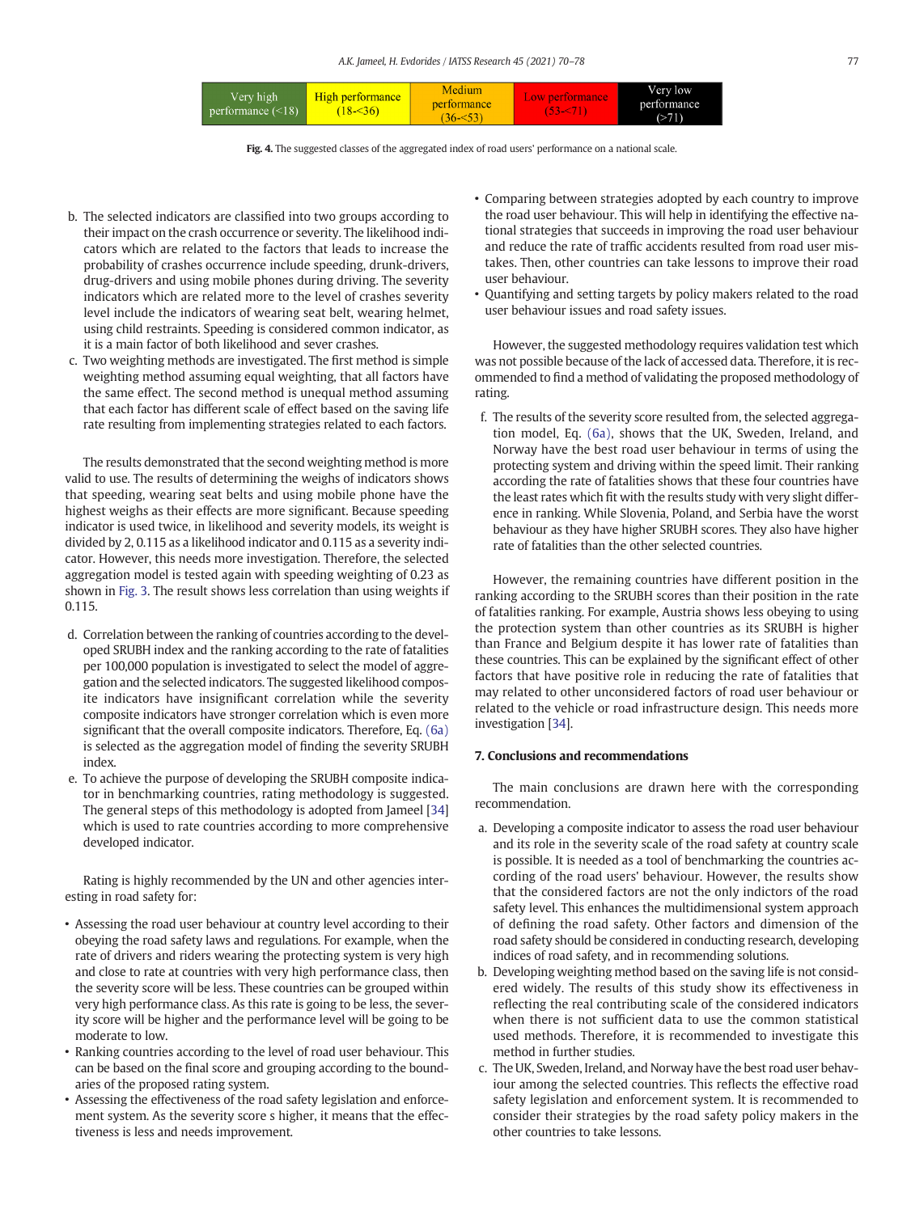| Very high performance (<18) | High performance (18-<36) | Medium performance (36-<53) | Low performance (53-<71) | Very low performance (>71) |
|---|---|---|---|---|

**Fig. 4.** The suggested classes of the aggregated index of road users' performance on a national scale.

b. The selected indicators are classified into two groups according to their impact on the crash occurrence or severity. The likelihood indicators which are related to the factors that leads to increase the probability of crashes occurrence include speeding, drunk-drivers, drug-drivers and using mobile phones during driving. The severity indicators which are related more to the level of crashes severity level include the indicators of wearing seat belt, wearing helmet, using child restraints. Speeding is considered common indicator, as it is a main factor of both likelihood and sever crashes.

c. Two weighting methods are investigated. The first method is simple weighting method assuming equal weighting, that all factors have the same effect. The second method is unequal method assuming that each factor has different scale of effect based on the saving life rate resulting from implementing strategies related to each factors.

The results demonstrated that the second weighting method is more valid to use. The results of determining the weighs of indicators shows that speeding, wearing seat belts and using mobile phone have the highest weighs as their effects are more significant. Because speeding indicator is used twice, in likelihood and severity models, its weight is divided by 2, 0.115 as a likelihood indicator and 0.115 as a severity indicator. However, this needs more investigation. Therefore, the selected aggregation model is tested again with speeding weighting of 0.23 as shown in Fig. 3. The result shows less correlation than using weights if 0.115.

d. Correlation between the ranking of countries according to the developed SRUBH index and the ranking according to the rate of fatalities per 100,000 population is investigated to select the model of aggregation and the selected indicators. The suggested likelihood composite indicators have insignificant correlation while the severity composite indicators have stronger correlation which is even more significant that the overall composite indicators. Therefore, Eq. (6a) is selected as the aggregation model of finding the severity SRUBH index.

e. To achieve the purpose of developing the SRUBH composite indicator in benchmarking countries, rating methodology is suggested. The general steps of this methodology is adopted from Jameel [34] which is used to rate countries according to more comprehensive developed indicator.

Rating is highly recommended by the UN and other agencies interesting in road safety for:

- Assessing the road user behaviour at country level according to their obeying the road safety laws and regulations. For example, when the rate of drivers and riders wearing the protecting system is very high and close to rate at countries with very high performance class, then the severity score will be less. These countries can be grouped within very high performance class. As this rate is going to be less, the severity score will be higher and the performance level will be going to be moderate to low.
- Ranking countries according to the level of road user behaviour. This can be based on the final score and grouping according to the boundaries of the proposed rating system.
- Assessing the effectiveness of the road safety legislation and enforcement system. As the severity score s higher, it means that the effectiveness is less and needs improvement.
- Comparing between strategies adopted by each country to improve the road user behaviour. This will help in identifying the effective national strategies that succeeds in improving the road user behaviour and reduce the rate of traffic accidents resulted from road user mistakes. Then, other countries can take lessons to improve their road user behaviour.
- Quantifying and setting targets by policy makers related to the road user behaviour issues and road safety issues.

However, the suggested methodology requires validation test which was not possible because of the lack of accessed data. Therefore, it is recommended to find a method of validating the proposed methodology of rating.

f. The results of the severity score resulted from, the selected aggregation model, Eq. (6a), shows that the UK, Sweden, Ireland, and Norway have the best road user behaviour in terms of using the protecting system and driving within the speed limit. Their ranking according the rate of fatalities shows that these four countries have the least rates which fit with the results study with very slight difference in ranking. While Slovenia, Poland, and Serbia have the worst behaviour as they have higher SRUBH scores. They also have higher rate of fatalities than the other selected countries.

However, the remaining countries have different position in the ranking according to the SRUBH scores than their position in the rate of fatalities ranking. For example, Austria shows less obeying to using the protection system than other countries as its SRUBH is higher than France and Belgium despite it has lower rate of fatalities than these countries. This can be explained by the significant effect of other factors that have positive role in reducing the rate of fatalities that may related to other unconsidered factors of road user behaviour or related to the vehicle or road infrastructure design. This needs more investigation [34].

## 7. Conclusions and recommendations

The main conclusions are drawn here with the corresponding recommendation.

a. Developing a composite indicator to assess the road user behaviour and its role in the severity scale of the road safety at country scale is possible. It is needed as a tool of benchmarking the countries according of the road users' behaviour. However, the results show that the considered factors are not the only indictors of the road safety level. This enhances the multidimensional system approach of defining the road safety. Other factors and dimension of the road safety should be considered in conducting research, developing indices of road safety, and in recommending solutions.

b. Developing weighting method based on the saving life is not considered widely. The results of this study show its effectiveness in reflecting the real contributing scale of the considered indicators when there is not sufficient data to use the common statistical used methods. Therefore, it is recommended to investigate this method in further studies.

c. The UK, Sweden, Ireland, and Norway have the best road user behaviour among the selected countries. This reflects the effective road safety legislation and enforcement system. It is recommended to consider their strategies by the road safety policy makers in the other countries to take lessons.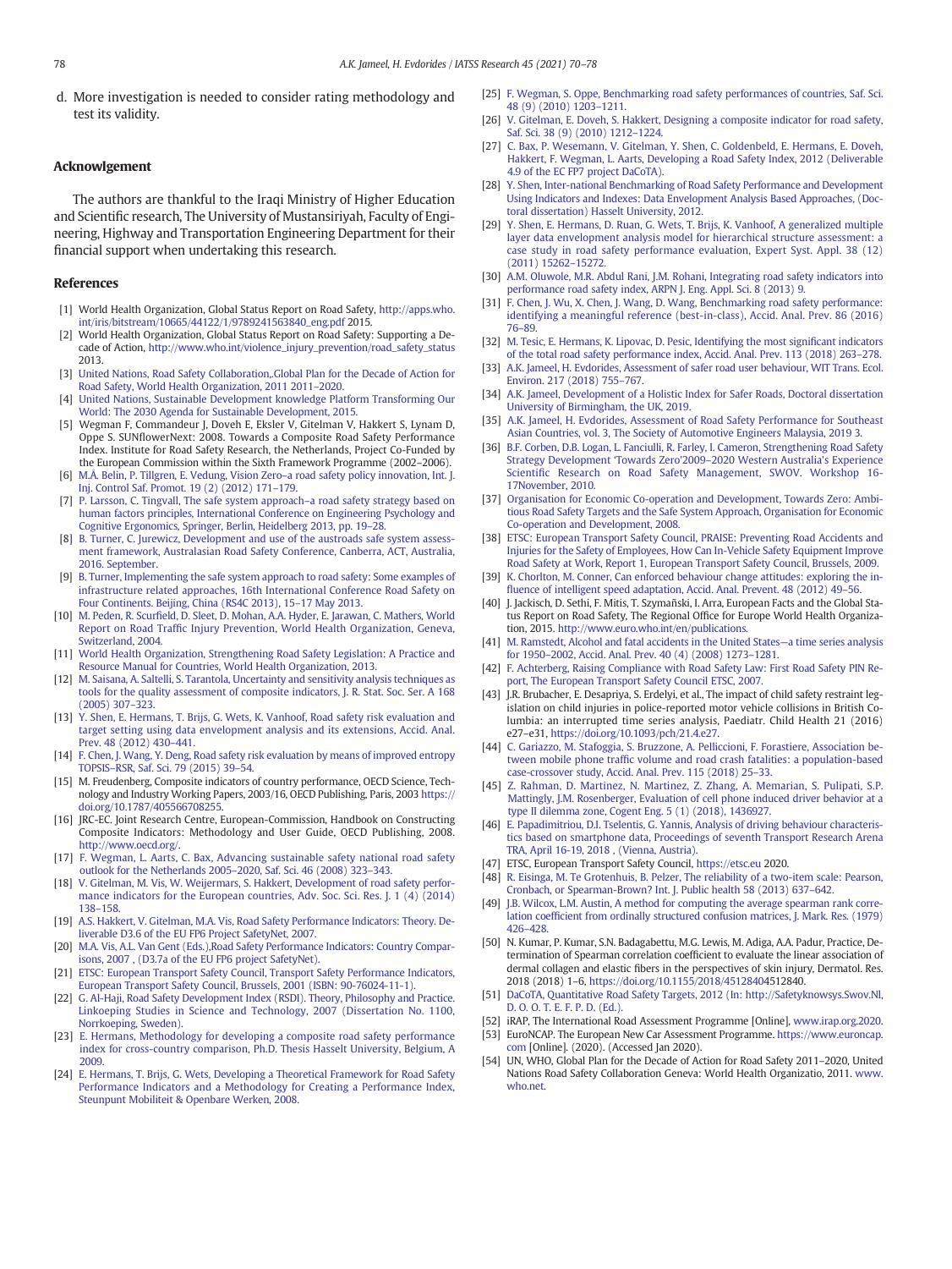d. More investigation is needed to consider rating methodology and test its validity.

## Acknowlgement

The authors are thankful to the Iraqi Ministry of Higher Education and Scientific research, The University of Mustansiriyah, Faculty of Engineering, Highway and Transportation Engineering Department for their financial support when undertaking this research.

## References

[1] World Health Organization, Global Status Report on Road Safety, http://apps.who.int/iris/bitstream/10665/44122/1/9789241563840_eng.pdf 2015.

[2] World Health Organization, Global Status Report on Road Safety: Supporting a Decade of Action, http://www.who.int/violence_injury_prevention/road_safety_status 2013.

[3] United Nations, Road Safety Collaboration,.Global Plan for the Decade of Action for Road Safety, World Health Organization, 2011 2011–2020.

[4] United Nations, Sustainable Development knowledge Platform Transforming Our World: The 2030 Agenda for Sustainable Development, 2015.

[5] Wegman F, Commandeur J, Doveh E, Eksler V, Gitelman V, Hakkert S, Lynam D, Oppe S. SUNflowerNext: 2008. Towards a Composite Road Safety Performance Index. Institute for Road Safety Research, the Netherlands, Project Co-Funded by the European Commission within the Sixth Framework Programme (2002–2006).

[6] M.Å. Belin, P. Tillgren, E. Vedung, Vision Zero–a road safety policy innovation, Int. J. Inj. Control Saf. Promot. 19 (2) (2012) 171–179.

[7] P. Larsson, C. Tingvall, The safe system approach–a road safety strategy based on human factors principles, International Conference on Engineering Psychology and Cognitive Ergonomics, Springer, Berlin, Heidelberg 2013, pp. 19–28.

[8] B. Turner, C. Jurewicz, Development and use of the austroads safe system assessment framework, Australasian Road Safety Conference, Canberra, ACT, Australia, 2016. September.

[9] B. Turner, Implementing the safe system approach to road safety: Some examples of infrastructure related approaches, 16th International Conference Road Safety on Four Continents. Beijing, China (RS4C 2013), 15–17 May 2013.

[10] M. Peden, R. Scurfield, D. Sleet, D. Mohan, A.A. Hyder, E. Jarawan, C. Mathers, World Report on Road Traffic Injury Prevention, World Health Organization, Geneva, Switzerland, 2004.

[11] World Health Organization, Strengthening Road Safety Legislation: A Practice and Resource Manual for Countries, World Health Organization, 2013.

[12] M. Saisana, A. Saltelli, S. Tarantola, Uncertainty and sensitivity analysis techniques as tools for the quality assessment of composite indicators, J. R. Stat. Soc. Ser. A 168 (2005) 307–323.

[13] Y. Shen, E. Hermans, T. Brijs, G. Wets, K. Vanhoof, Road safety risk evaluation and target setting using data envelopment analysis and its extensions, Accid. Anal. Prev. 48 (2012) 430–441.

[14] F. Chen, J. Wang, Y. Deng, Road safety risk evaluation by means of improved entropy TOPSIS–RSR, Saf. Sci. 79 (2015) 39–54.

[15] M. Freudenberg, Composite indicators of country performance, OECD Science, Technology and Industry Working Papers, 2003/16, OECD Publishing, Paris, 2003 https://doi.org/10.1787/405566708255.

[16] JRC-EC. Joint Research Centre, European-Commission, Handbook on Constructing Composite Indicators: Methodology and User Guide, OECD Publishing, 2008. http://www.oecd.org/.

[17] F. Wegman, L. Aarts, C. Bax, Advancing sustainable safety national road safety outlook for the Netherlands 2005–2020, Saf. Sci. 46 (2008) 323–343.

[18] V. Gitelman, M. Vis, W. Weijermars, S. Hakkert, Development of road safety performance indicators for the European countries, Adv. Soc. Sci. Res. J. 1 (4) (2014) 138–158.

[19] A.S. Hakkert, V. Gitelman, M.A. Vis, Road Safety Performance Indicators: Theory. Deliverable D3.6 of the EU FP6 Project SafetyNet, 2007.

[20] M.A. Vis, A.L. Van Gent (Eds.),Road Safety Performance Indicators: Country Comparisons, 2007 , (D3.7a of the EU FP6 project SafetyNet).

[21] ETSC: European Transport Safety Council, Transport Safety Performance Indicators, European Transport Safety Council, Brussels, 2001 (ISBN: 90-76024-11-1).

[22] G. Al-Haji, Road Safety Development Index (RSDI). Theory, Philosophy and Practice. Linkoeping Studies in Science and Technology, 2007 (Dissertation No. 1100, Norrkoeping, Sweden).

[23] E. Hermans, Methodology for developing a composite road safety performance index for cross-country comparison, Ph.D. Thesis Hasselt University, Belgium, A 2009.

[24] E. Hermans, T. Brijs, G. Wets, Developing a Theoretical Framework for Road Safety Performance Indicators and a Methodology for Creating a Performance Index, Steunpunt Mobiliteit & Openbare Werken, 2008.

[25] F. Wegman, S. Oppe, Benchmarking road safety performances of countries, Saf. Sci. 48 (9) (2010) 1203–1211.

[26] V. Gitelman, E. Doveh, S. Hakkert, Designing a composite indicator for road safety, Saf. Sci. 38 (9) (2010) 1212–1224.

[27] C. Bax, P. Wesemann, V. Gitelman, Y. Shen, C. Goldenbeld, E. Hermans, E. Doveh, Hakkert, F. Wegman, L. Aarts, Developing a Road Safety Index, 2012 (Deliverable 4.9 of the EC FP7 project DaCoTA).

[28] Y. Shen, Inter-national Benchmarking of Road Safety Performance and Development Using Indicators and Indexes: Data Envelopment Analysis Based Approaches, (Doctoral dissertation) Hasselt University, 2012.

[29] Y. Shen, E. Hermans, D. Ruan, G. Wets, T. Brijs, K. Vanhoof, A generalized multiple layer data envelopment analysis model for hierarchical structure assessment: a case study in road safety performance evaluation, Expert Syst. Appl. 38 (12) (2011) 15262–15272.

[30] A.M. Oluwole, M.R. Abdul Rani, J.M. Rohani, Integrating road safety indicators into performance road safety index, ARPN J. Eng. Appl. Sci. 8 (2013) 9.

[31] F. Chen, J. Wu, X. Chen, J. Wang, D. Wang, Benchmarking road safety performance: identifying a meaningful reference (best-in-class), Accid. Anal. Prev. 86 (2016) 76–89.

[32] M. Tesic, E. Hermans, K. Lipovac, D. Pesic, Identifying the most significant indicators of the total road safety performance index, Accid. Anal. Prev. 113 (2018) 263–278.

[33] A.K. Jameel, H. Evdorides, Assessment of safer road user behaviour, WIT Trans. Ecol. Environ. 217 (2018) 755–767.

[34] A.K. Jameel, Development of a Holistic Index for Safer Roads, Doctoral dissertation University of Birmingham, the UK, 2019.

[35] A.K. Jameel, H. Evdorides, Assessment of Road Safety Performance for Southeast Asian Countries, vol. 3, The Society of Automotive Engineers Malaysia, 2019 3.

[36] B.F. Corben, D.B. Logan, L. Fanciulli, R. Farley, I. Cameron, Strengthening Road Safety Strategy Development 'Towards Zero'2009–2020 Western Australia's Experience Scientific Research on Road Safety Management, SWOV. Workshop 16-17November, 2010.

[37] Organisation for Economic Co-operation and Development, Towards Zero: Ambitious Road Safety Targets and the Safe System Approach, Organisation for Economic Co-operation and Development, 2008.

[38] ETSC: European Transport Safety Council, PRAISE: Preventing Road Accidents and Injuries for the Safety of Employees, How Can In-Vehicle Safety Equipment Improve Road Safety at Work, Report 1, European Transport Safety Council, Brussels, 2009.

[39] K. Chorlton, M. Conner, Can enforced behaviour change attitudes: exploring the influence of intelligent speed adaptation, Accid. Anal. Prevent. 48 (2012) 49–56.

[40] J. Jackisch, D. Sethi, F. Mitis, T. Szymañski, I. Arra, European Facts and the Global Status Report on Road Safety, The Regional Office for Europe World Health Organization, 2015. http://www.euro.who.int/en/publications.

[41] M. Ramstedt, Alcohol and fatal accidents in the United States—a time series analysis for 1950–2002, Accid. Anal. Prev. 40 (4) (2008) 1273–1281.

[42] F. Achterberg, Raising Compliance with Road Safety Law: First Road Safety PIN Report, The European Transport Safety Council ETSC, 2007.

[43] J.R. Brubacher, E. Desapriya, S. Erdelyi, et al., The impact of child safety restraint legislation on child injuries in police-reported motor vehicle collisions in British Columbia: an interrupted time series analysis, Paediatr. Child Health 21 (2016) e27–e31, https://doi.org/10.1093/pch/21.4.e27.

[44] C. Gariazzo, M. Stafoggia, S. Bruzzone, A. Pelliccioni, F. Forastiere, Association between mobile phone traffic volume and road crash fatalities: a population-based case-crossover study, Accid. Anal. Prev. 115 (2018) 25–33.

[45] Z. Rahman, D. Martinez, N. Martinez, Z. Zhang, A. Memarian, S. Pulipati, S.P. Mattingly, J.M. Rosenberger, Evaluation of cell phone induced driver behavior at a type II dilemma zone, Cogent Eng. 5 (1) (2018), 1436927.

[46] E. Papadimitriou, D.I. Tselentis, G. Yannis, Analysis of driving behaviour characteristics based on smartphone data, Proceedings of seventh Transport Research Arena TRA, April 16-19, 2018 , (Vienna, Austria).

[47] ETSC, European Transport Safety Council, https://etsc.eu 2020.

[48] R. Eisinga, M. Te Grotenhuis, B. Pelzer, The reliability of a two-item scale: Pearson, Cronbach, or Spearman-Brown? Int. J. Public health 58 (2013) 637–642.

[49] J.B. Wilcox, L.M. Austin, A method for computing the average spearman rank correlation coefficient from ordinally structured confusion matrices, J. Mark. Res. (1979) 426–428.

[50] N. Kumar, P. Kumar, S.N. Badagabettu, M.G. Lewis, M. Adiga, A.A. Padur, Practice, Determination of Spearman correlation coefficient to evaluate the linear association of dermal collagen and elastic fibers in the perspectives of skin injury, Dermatol. Res. 2018 (2018) 1–6, https://doi.org/10.1155/2018/4512840 4512840.

[51] DaCoTA, Quantitative Road Safety Targets, 2012 (In: http://Safetyknowsys.Swov.Nl, D. O. O. T. E. F. P. D. (Ed.).

[52] iRAP, The International Road Assessment Programme [Online], www.irap.org.2020.

[53] EuroNCAP. The European New Car Assessment Programme. https://www.euroncap.com [Online]. (2020). (Accessed Jan 2020).

[54] UN, WHO, Global Plan for the Decade of Action for Road Safety 2011–2020, United Nations Road Safety Collaboration Geneva: World Health Organizatio, 2011. www.who.net.